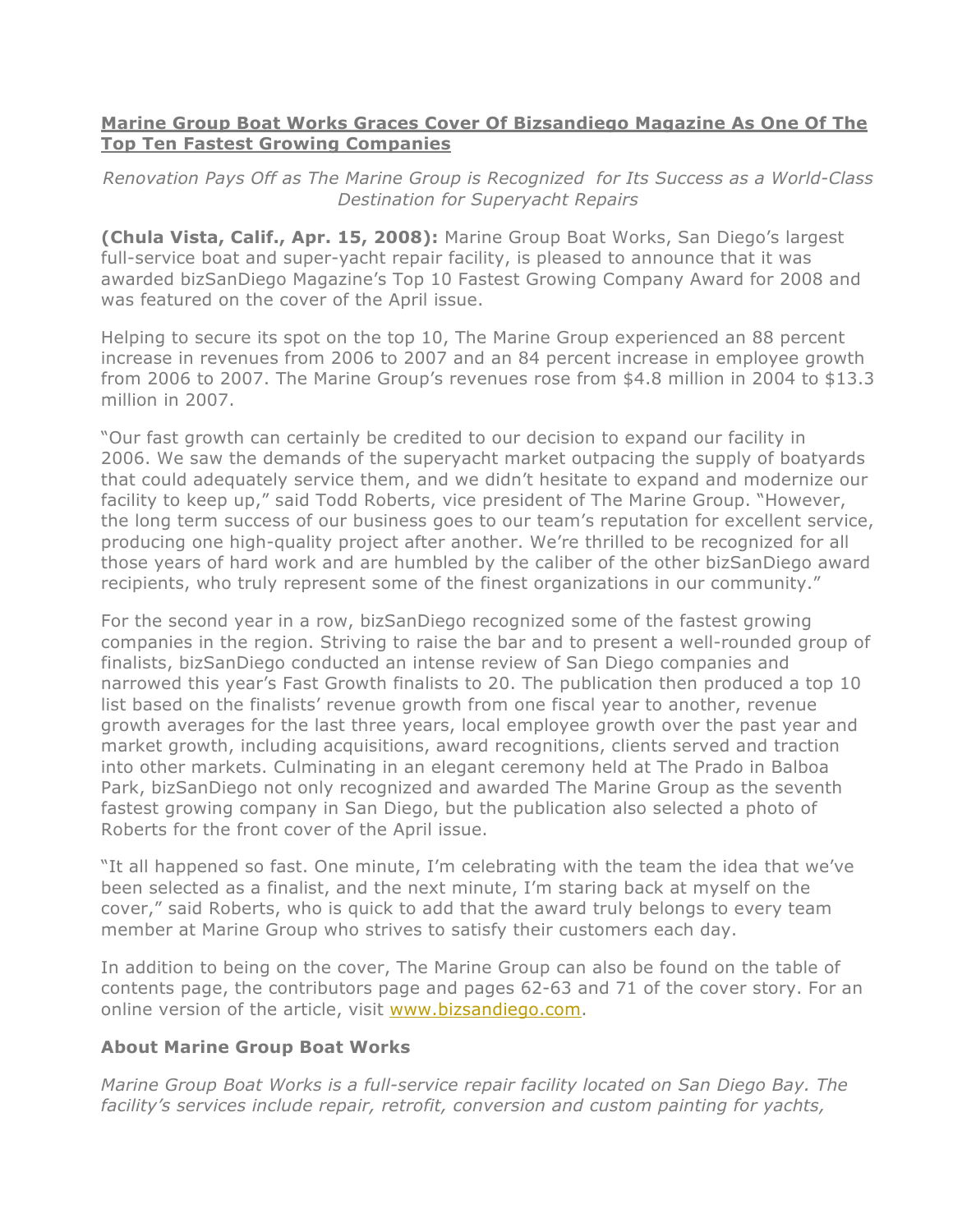# **Marine Group Boat Works Graces Cover Of Bizsandiego Magazine As One Of The Top Ten Fastest Growing Companies**

*Renovation Pays Off as The Marine Group is Recognized for Its Success as a World-Class Destination for Superyacht Repairs*

**(Chula Vista, Calif., Apr. 15, 2008):** Marine Group Boat Works, San Diego's largest full-service boat and super-yacht repair facility, is pleased to announce that it was awarded bizSanDiego Magazine's Top 10 Fastest Growing Company Award for 2008 and was featured on the cover of the April issue.

Helping to secure its spot on the top 10, The Marine Group experienced an 88 percent increase in revenues from 2006 to 2007 and an 84 percent increase in employee growth from 2006 to 2007. The Marine Group's revenues rose from $4.8 million in 2004 to $13.3 million in 2007.

"Our fast growth can certainly be credited to our decision to expand our facility in 2006. We saw the demands of the superyacht market outpacing the supply of boatyards that could adequately service them, and we didn't hesitate to expand and modernize our facility to keep up," said Todd Roberts, vice president of The Marine Group. "However, the long term success of our business goes to our team's reputation for excellent service, producing one high-quality project after another. We're thrilled to be recognized for all those years of hard work and are humbled by the caliber of the other bizSanDiego award recipients, who truly represent some of the finest organizations in our community."

For the second year in a row, bizSanDiego recognized some of the fastest growing companies in the region. Striving to raise the bar and to present a well-rounded group of finalists, bizSanDiego conducted an intense review of San Diego companies and narrowed this year's Fast Growth finalists to 20. The publication then produced a top 10 list based on the finalists' revenue growth from one fiscal year to another, revenue growth averages for the last three years, local employee growth over the past year and market growth, including acquisitions, award recognitions, clients served and traction into other markets. Culminating in an elegant ceremony held at The Prado in Balboa Park, bizSanDiego not only recognized and awarded The Marine Group as the seventh fastest growing company in San Diego, but the publication also selected a photo of Roberts for the front cover of the April issue.

"It all happened so fast. One minute, I'm celebrating with the team the idea that we've been selected as a finalist, and the next minute, I'm staring back at myself on the cover," said Roberts, who is quick to add that the award truly belongs to every team member at Marine Group who strives to satisfy their customers each day.

In addition to being on the cover, The Marine Group can also be found on the table of contents page, the contributors page and pages 62-63 and 71 of the cover story. For an online version of the article, visit www.bizsandiego.com.

### **About Marine Group Boat Works**

*Marine Group Boat Works is a full-service repair facility located on San Diego Bay. The facility's services include repair, retrofit, conversion and custom painting for yachts,*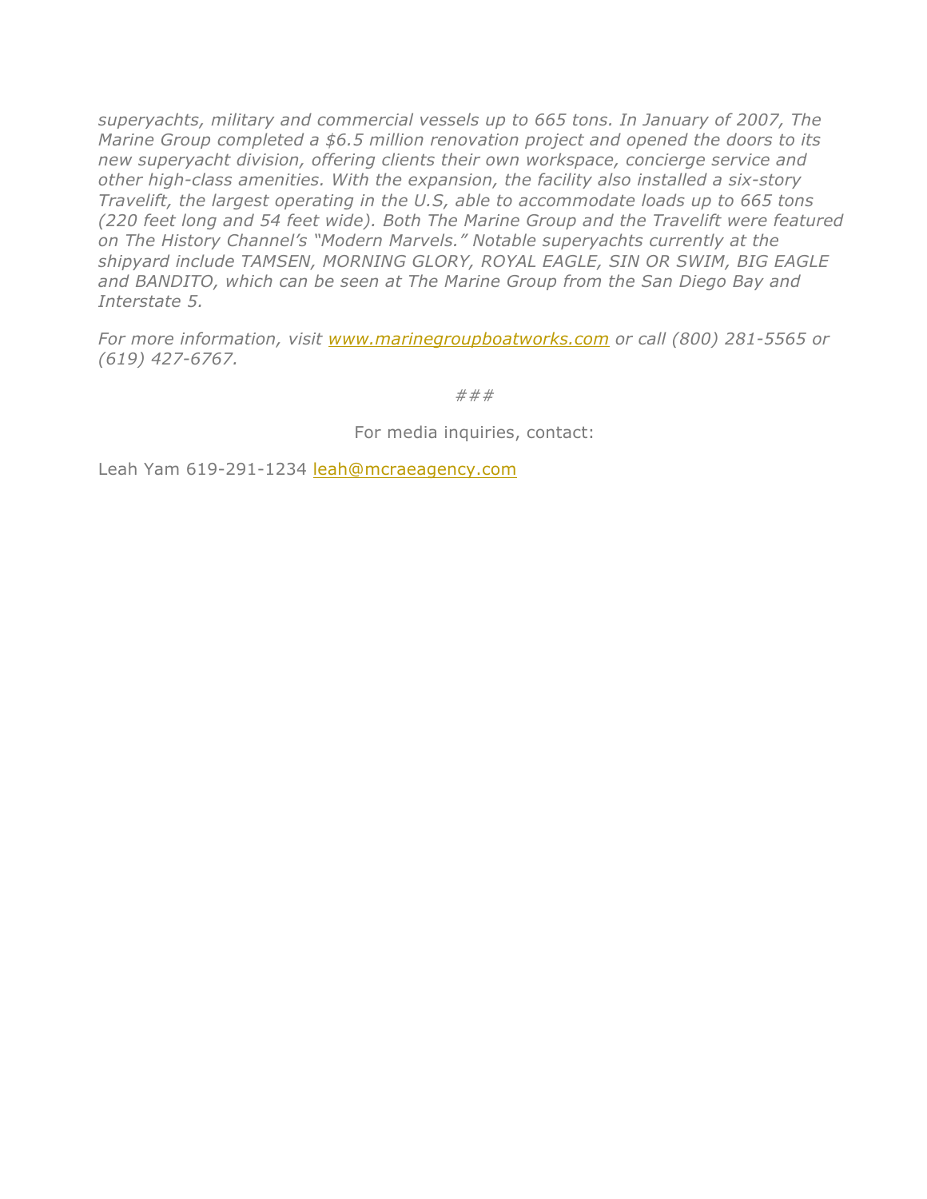*superyachts, military and commercial vessels up to 665 tons. In January of 2007, The Marine Group completed a $6.5 million renovation project and opened the doors to its new superyacht division, offering clients their own workspace, concierge service and other high-class amenities. With the expansion, the facility also installed a six-story Travelift, the largest operating in the U.S, able to accommodate loads up to 665 tons (220 feet long and 54 feet wide). Both The Marine Group and the Travelift were featured on The History Channel's "Modern Marvels." Notable superyachts currently at the shipyard include TAMSEN, MORNING GLORY, ROYAL EAGLE, SIN OR SWIM, BIG EAGLE and BANDITO, which can be seen at The Marine Group from the San Diego Bay and Interstate 5.*

*For more information, visit [www.marinegroupboatworks.com](http://www.marinegroupboatworks.com) or call (800) 281-5565 or (619) 427-6767.*

###

For media inquiries, contact:

Leah Yam 619-291-1234 [leah@mcraeagency.com](mailto:leah@mcraeagency.com)